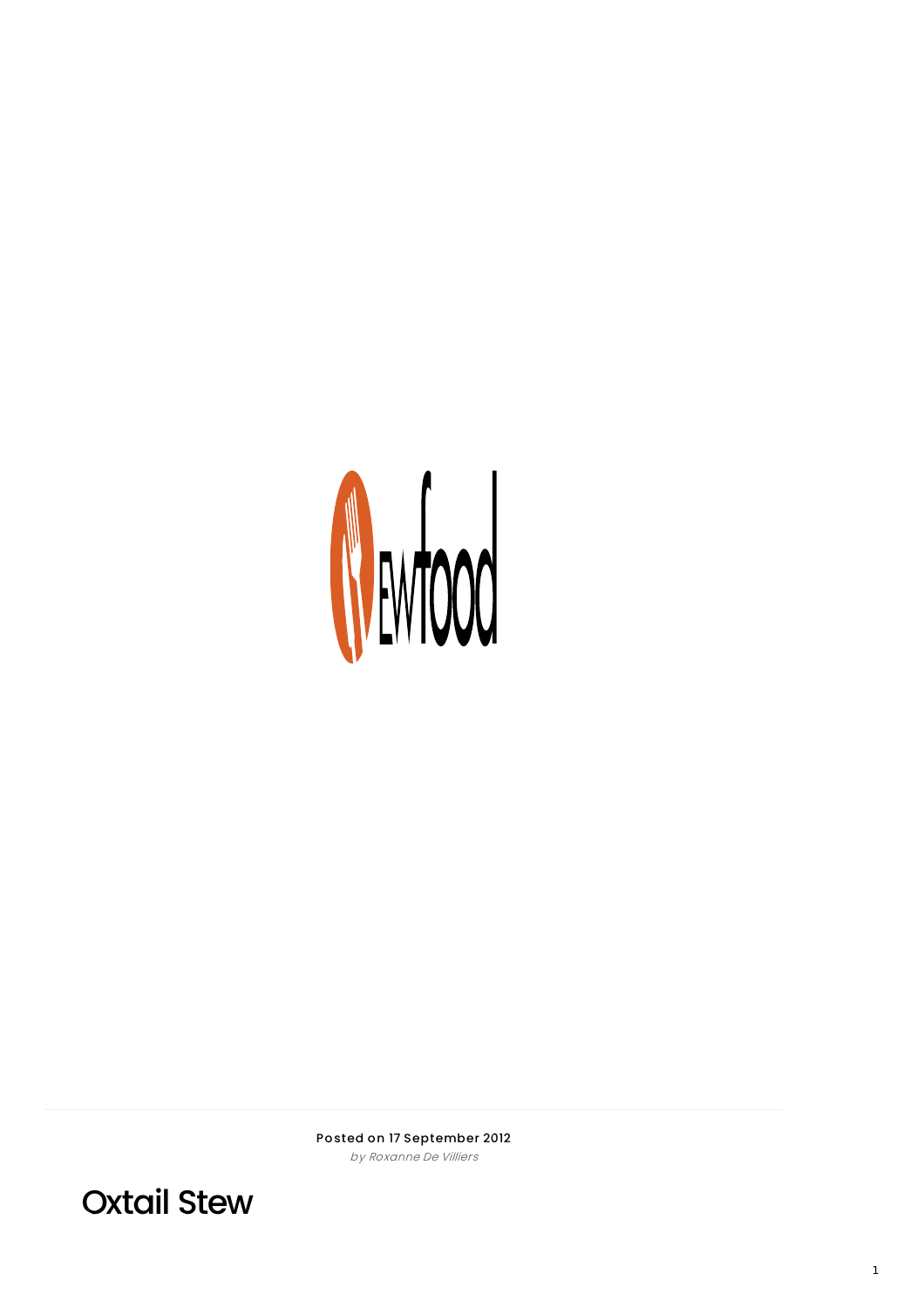Posted on 17 September 2012

*by Roxanne De Villiers*

# Oxtail Stew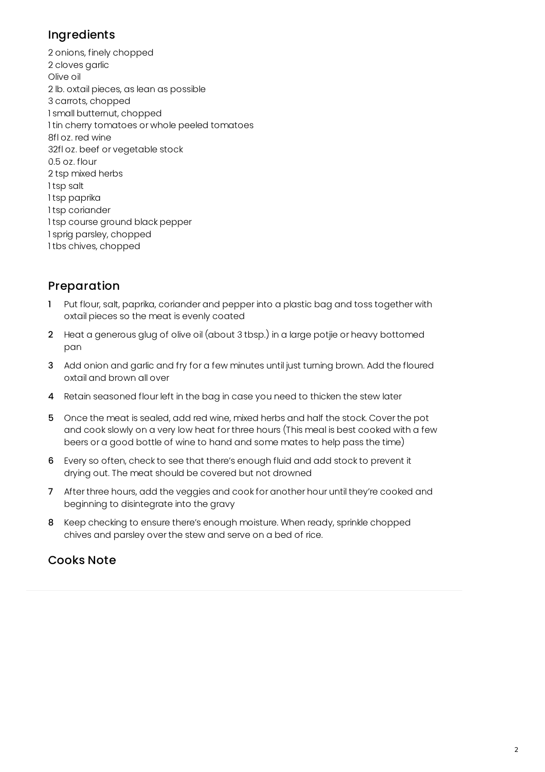## Ingredients

2 onions, finely chopped
2 cloves garlic
Olive oil
2 lb. oxtail pieces, as lean as possible
3 carrots, chopped
1 small butternut, chopped
1 tin cherry tomatoes or whole peeled tomatoes
8fl oz. red wine
32fl oz. beef or vegetable stock
0.5 oz. flour
2 tsp mixed herbs
1 tsp salt
1 tsp paprika
1 tsp coriander
1 tsp course ground black pepper
1 sprig parsley, chopped
1 tbs chives, chopped

## Preparation

1. Put flour, salt, paprika, coriander and pepper into a plastic bag and toss together with oxtail pieces so the meat is evenly coated
2. Heat a generous glug of olive oil (about 3 tbsp.) in a large potjie or heavy bottomed pan
3. Add onion and garlic and fry for a few minutes until just turning brown. Add the floured oxtail and brown all over
4. Retain seasoned flour left in the bag in case you need to thicken the stew later
5. Once the meat is sealed, add red wine, mixed herbs and half the stock. Cover the pot and cook slowly on a very low heat for three hours (This meal is best cooked with a few beers or a good bottle of wine to hand and some mates to help pass the time)
6. Every so often, check to see that there's enough fluid and add stock to prevent it drying out. The meat should be covered but not drowned
7. After three hours, add the veggies and cook for another hour until they're cooked and beginning to disintegrate into the gravy
8. Keep checking to ensure there's enough moisture. When ready, sprinkle chopped chives and parsley over the stew and serve on a bed of rice.

## Cooks Note